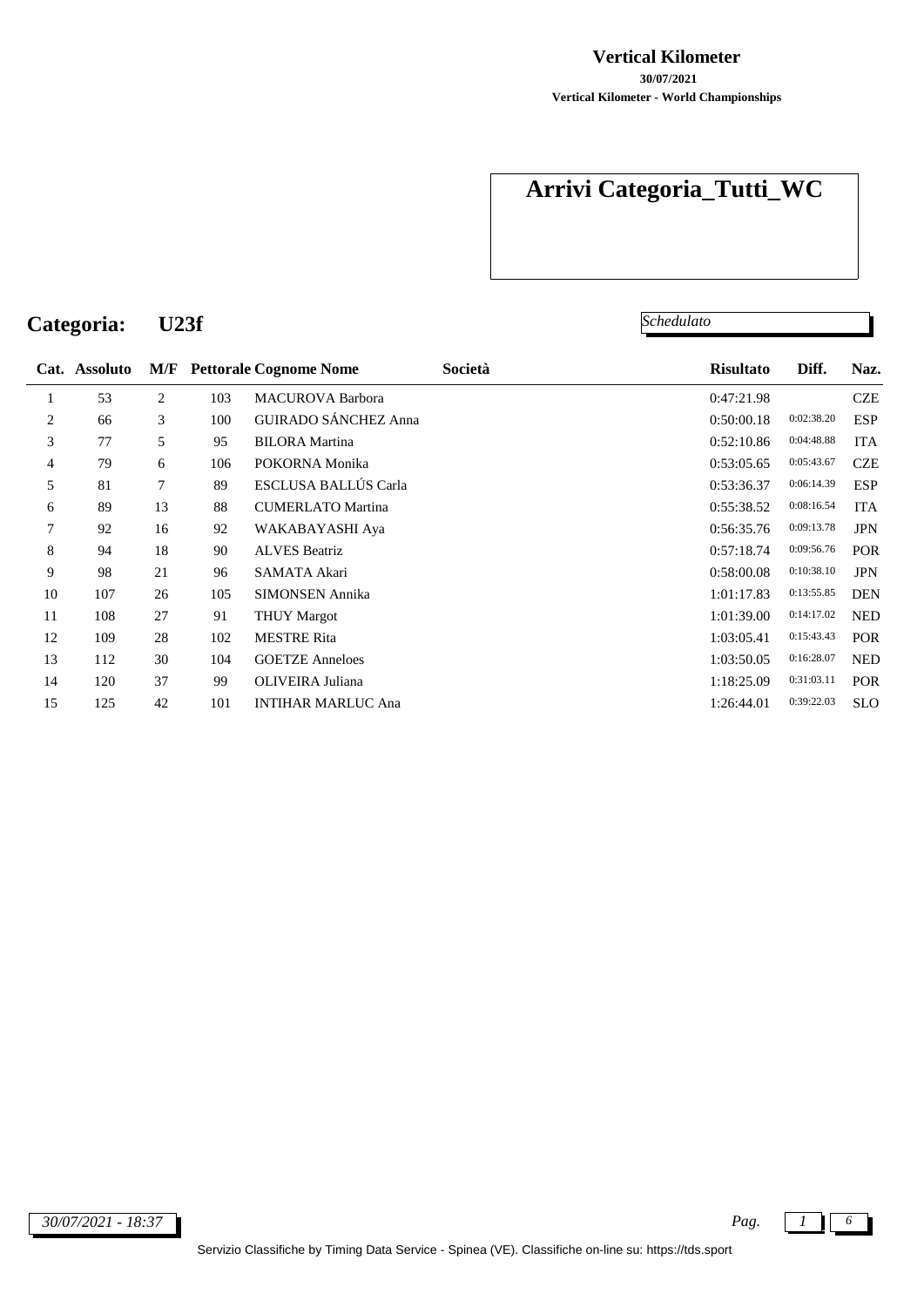**Vertical Kilometer**

**30/07/2021**

**Vertical Kilometer - World Championships**

# Arrivi Categoria_Tutti_WC

## Categoria: U23f

*Schedulato*

| Cat. | Assoluto | M/F | Pettorale | Cognome Nome | Società | Risultato | Diff. | Naz. |
|---|---|---|---|---|---|---|---|---|
| 1 | 53 | 2 | 103 | MACUROVA Barbora | | 0:47:21.98 | | CZE |
| 2 | 66 | 3 | 100 | GUIRADO SÁNCHEZ Anna | | 0:50:00.18 | 0:02:38.20 | ESP |
| 3 | 77 | 5 | 95 | BILORA Martina | | 0:52:10.86 | 0:04:48.88 | ITA |
| 4 | 79 | 6 | 106 | POKORNA Monika | | 0:53:05.65 | 0:05:43.67 | CZE |
| 5 | 81 | 7 | 89 | ESCLUSA BALLÚS Carla | | 0:53:36.37 | 0:06:14.39 | ESP |
| 6 | 89 | 13 | 88 | CUMERLATO Martina | | 0:55:38.52 | 0:08:16.54 | ITA |
| 7 | 92 | 16 | 92 | WAKABAYASHI Aya | | 0:56:35.76 | 0:09:13.78 | JPN |
| 8 | 94 | 18 | 90 | ALVES Beatriz | | 0:57:18.74 | 0:09:56.76 | POR |
| 9 | 98 | 21 | 96 | SAMATA Akari | | 0:58:00.08 | 0:10:38.10 | JPN |
| 10 | 107 | 26 | 105 | SIMONSEN Annika | | 1:01:17.83 | 0:13:55.85 | DEN |
| 11 | 108 | 27 | 91 | THUY Margot | | 1:01:39.00 | 0:14:17.02 | NED |
| 12 | 109 | 28 | 102 | MESTRE Rita | | 1:03:05.41 | 0:15:43.43 | POR |
| 13 | 112 | 30 | 104 | GOETZE Anneloes | | 1:03:50.05 | 0:16:28.07 | NED |
| 14 | 120 | 37 | 99 | OLIVEIRA Juliana | | 1:18:25.09 | 0:31:03.11 | POR |
| 15 | 125 | 42 | 101 | INTIHAR MARLUC Ana | | 1:26:44.01 | 0:39:22.03 | SLO |

*30/07/2021 - 18:37*

Servizio Classifiche by Timing Data Service - Spinea (VE). Classifiche on-line su: https://tds.sport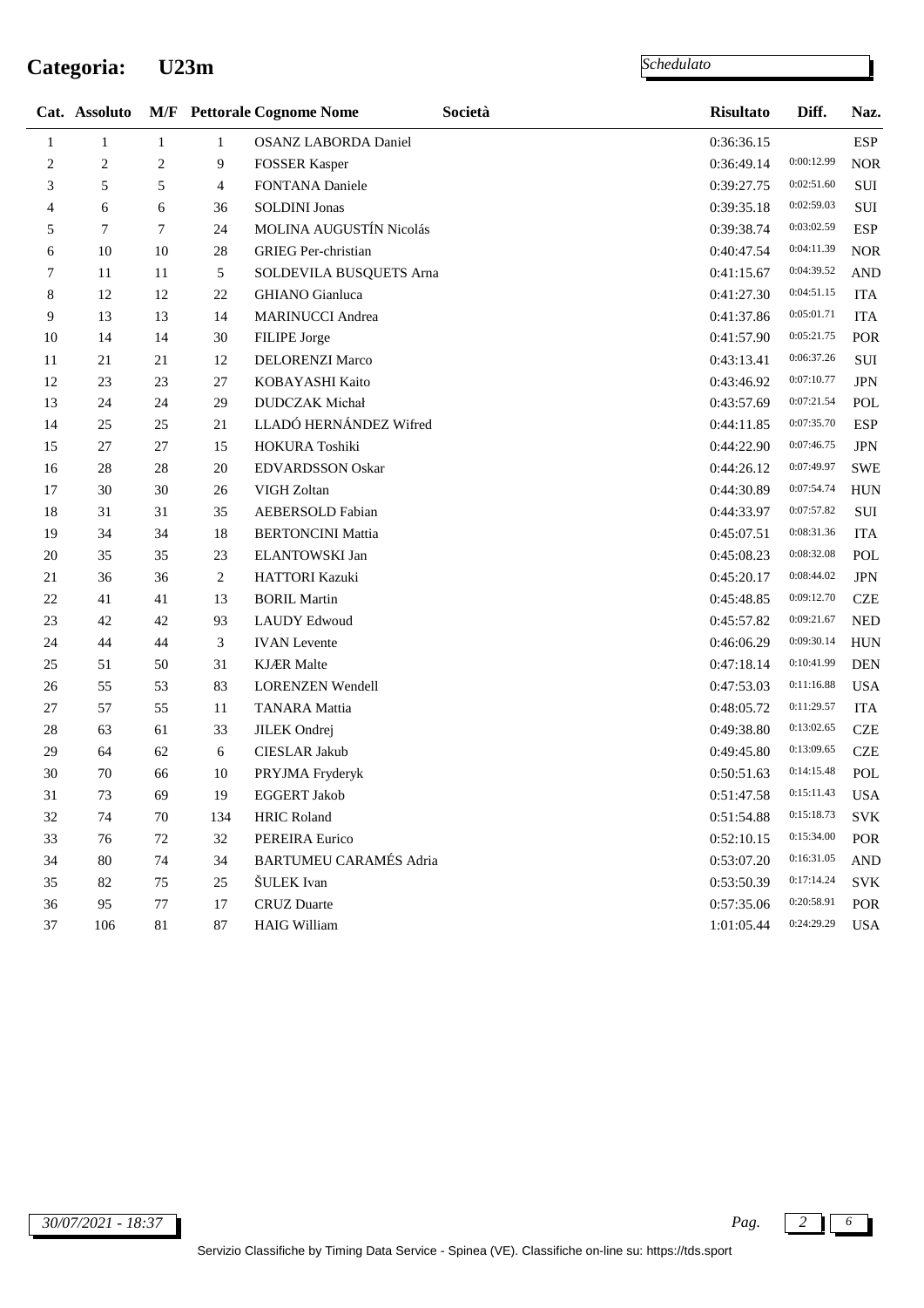# Categoria: U23m

*Schedulato*

| Cat. | Assoluto | M/F | Pettorale | Cognome Nome | Società | Risultato | Diff. | Naz. |
|---|---|---|---|---|---|---|---|---|
| 1 | 1 | 1 | 1 | OSANZ LABORDA Daniel | | 0:36:36.15 | | ESP |
| 2 | 2 | 2 | 9 | FOSSER Kasper | | 0:36:49.14 | 0:00:12.99 | NOR |
| 3 | 5 | 5 | 4 | FONTANA Daniele | | 0:39:27.75 | 0:02:51.60 | SUI |
| 4 | 6 | 6 | 36 | SOLDINI Jonas | | 0:39:35.18 | 0:02:59.03 | SUI |
| 5 | 7 | 7 | 24 | MOLINA AUGUSTÍN Nicolás | | 0:39:38.74 | 0:03:02.59 | ESP |
| 6 | 10 | 10 | 28 | GRIEG Per-christian | | 0:40:47.54 | 0:04:11.39 | NOR |
| 7 | 11 | 11 | 5 | SOLDEVILA BUSQUETS Arna | | 0:41:15.67 | 0:04:39.52 | AND |
| 8 | 12 | 12 | 22 | GHIANO Gianluca | | 0:41:27.30 | 0:04:51.15 | ITA |
| 9 | 13 | 13 | 14 | MARINUCCI Andrea | | 0:41:37.86 | 0:05:01.71 | ITA |
| 10 | 14 | 14 | 30 | FILIPE Jorge | | 0:41:57.90 | 0:05:21.75 | POR |
| 11 | 21 | 21 | 12 | DELORENZI Marco | | 0:43:13.41 | 0:06:37.26 | SUI |
| 12 | 23 | 23 | 27 | KOBAYASHI Kaito | | 0:43:46.92 | 0:07:10.77 | JPN |
| 13 | 24 | 24 | 29 | DUDCZAK Michał | | 0:43:57.69 | 0:07:21.54 | POL |
| 14 | 25 | 25 | 21 | LLADÓ HERNÁNDEZ Wifred | | 0:44:11.85 | 0:07:35.70 | ESP |
| 15 | 27 | 27 | 15 | HOKURA Toshiki | | 0:44:22.90 | 0:07:46.75 | JPN |
| 16 | 28 | 28 | 20 | EDVARDSSON Oskar | | 0:44:26.12 | 0:07:49.97 | SWE |
| 17 | 30 | 30 | 26 | VIGH Zoltan | | 0:44:30.89 | 0:07:54.74 | HUN |
| 18 | 31 | 31 | 35 | AEBERSOLD Fabian | | 0:44:33.97 | 0:07:57.82 | SUI |
| 19 | 34 | 34 | 18 | BERTONCINI Mattia | | 0:45:07.51 | 0:08:31.36 | ITA |
| 20 | 35 | 35 | 23 | ELANTOWSKI Jan | | 0:45:08.23 | 0:08:32.08 | POL |
| 21 | 36 | 36 | 2 | HATTORI Kazuki | | 0:45:20.17 | 0:08:44.02 | JPN |
| 22 | 41 | 41 | 13 | BORIL Martin | | 0:45:48.85 | 0:09:12.70 | CZE |
| 23 | 42 | 42 | 93 | LAUDY Edwoud | | 0:45:57.82 | 0:09:21.67 | NED |
| 24 | 44 | 44 | 3 | IVAN Levente | | 0:46:06.29 | 0:09:30.14 | HUN |
| 25 | 51 | 50 | 31 | KJÆR Malte | | 0:47:18.14 | 0:10:41.99 | DEN |
| 26 | 55 | 53 | 83 | LORENZEN Wendell | | 0:47:53.03 | 0:11:16.88 | USA |
| 27 | 57 | 55 | 11 | TANARA Mattia | | 0:48:05.72 | 0:11:29.57 | ITA |
| 28 | 63 | 61 | 33 | JILEK Ondrej | | 0:49:38.80 | 0:13:02.65 | CZE |
| 29 | 64 | 62 | 6 | CIESLAR Jakub | | 0:49:45.80 | 0:13:09.65 | CZE |
| 30 | 70 | 66 | 10 | PRYJMA Fryderyk | | 0:50:51.63 | 0:14:15.48 | POL |
| 31 | 73 | 69 | 19 | EGGERT Jakob | | 0:51:47.58 | 0:15:11.43 | USA |
| 32 | 74 | 70 | 134 | HRIC Roland | | 0:51:54.88 | 0:15:18.73 | SVK |
| 33 | 76 | 72 | 32 | PEREIRA Eurico | | 0:52:10.15 | 0:15:34.00 | POR |
| 34 | 80 | 74 | 34 | BARTUMEU CARAMÉS Adria | | 0:53:07.20 | 0:16:31.05 | AND |
| 35 | 82 | 75 | 25 | ŠULEK Ivan | | 0:53:50.39 | 0:17:14.24 | SVK |
| 36 | 95 | 77 | 17 | CRUZ Duarte | | 0:57:35.06 | 0:20:58.91 | POR |
| 37 | 106 | 81 | 87 | HAIG William | | 1:01:05.44 | 0:24:29.29 | USA |

*30/07/2021 - 18:37*

Servizio Classifiche by Timing Data Service - Spinea (VE). Classifiche on-line su: https://tds.sport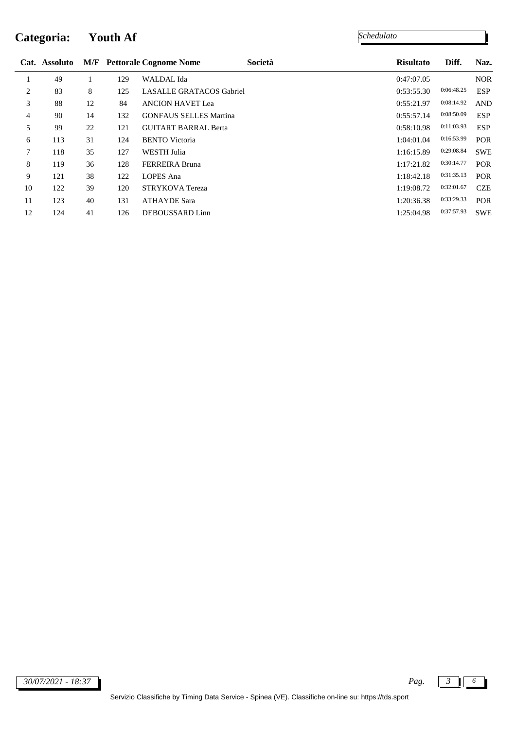# Categoria: Youth Af

*Schedulato*

| Cat. | Assoluto | M/F | Pettorale | Cognome Nome | Società | Risultato | Diff. | Naz. |
|---|---|---|---|---|---|---|---|---|
| 1 | 49 | 1 | 129 | WALDAL Ida | | 0:47:07.05 | | NOR |
| 2 | 83 | 8 | 125 | LASALLE GRATACOS Gabriel | | 0:53:55.30 | 0:06:48.25 | ESP |
| 3 | 88 | 12 | 84 | ANCION HAVET Lea | | 0:55:21.97 | 0:08:14.92 | AND |
| 4 | 90 | 14 | 132 | GONFAUS SELLES Martina | | 0:55:57.14 | 0:08:50.09 | ESP |
| 5 | 99 | 22 | 121 | GUITART BARRAL Berta | | 0:58:10.98 | 0:11:03.93 | ESP |
| 6 | 113 | 31 | 124 | BENTO Victoria | | 1:04:01.04 | 0:16:53.99 | POR |
| 7 | 118 | 35 | 127 | WESTH Julia | | 1:16:15.89 | 0:29:08.84 | SWE |
| 8 | 119 | 36 | 128 | FERREIRA Bruna | | 1:17:21.82 | 0:30:14.77 | POR |
| 9 | 121 | 38 | 122 | LOPES Ana | | 1:18:42.18 | 0:31:35.13 | POR |
| 10 | 122 | 39 | 120 | STRYKOVA Tereza | | 1:19:08.72 | 0:32:01.67 | CZE |
| 11 | 123 | 40 | 131 | ATHAYDE Sara | | 1:20:36.38 | 0:33:29.33 | POR |
| 12 | 124 | 41 | 126 | DEBOUSSARD Linn | | 1:25:04.98 | 0:37:57.93 | SWE |

*30/07/2021 - 18:37*

Servizio Classifiche by Timing Data Service - Spinea (VE). Classifiche on-line su: https://tds.sport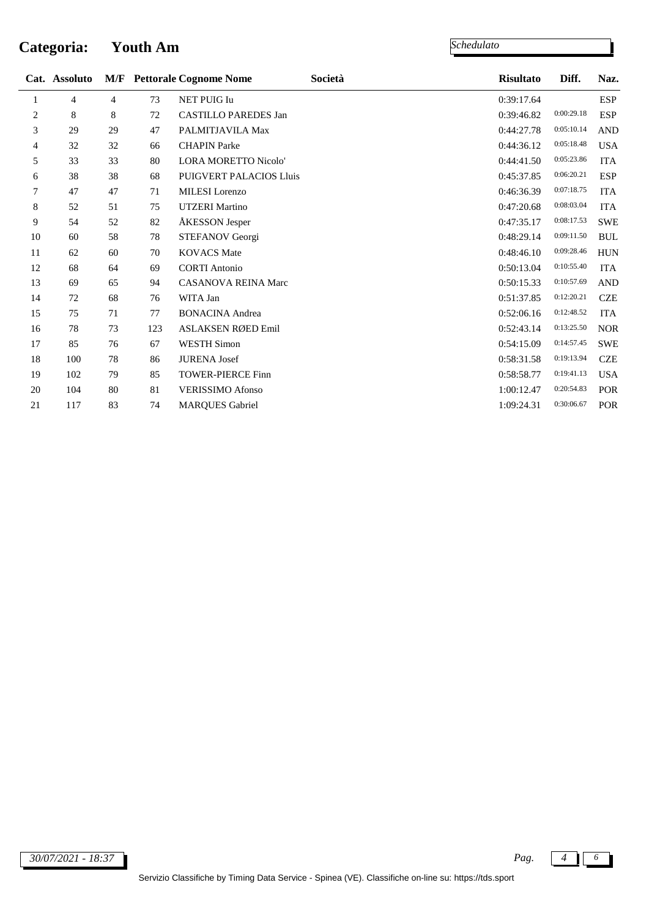# Categoria: Youth Am

*Schedulato*

| Cat. | Assoluto | M/F | Pettorale | Cognome Nome | Società | Risultato | Diff. | Naz. |
|---|---|---|---|---|---|---|---|---|
| 1 | 4 | 4 | 73 | NET PUIG Iu | | 0:39:17.64 | | ESP |
| 2 | 8 | 8 | 72 | CASTILLO PAREDES Jan | | 0:39:46.82 | 0:00:29.18 | ESP |
| 3 | 29 | 29 | 47 | PALMITJAVILA Max | | 0:44:27.78 | 0:05:10.14 | AND |
| 4 | 32 | 32 | 66 | CHAPIN Parke | | 0:44:36.12 | 0:05:18.48 | USA |
| 5 | 33 | 33 | 80 | LORA MORETTO Nicolo' | | 0:44:41.50 | 0:05:23.86 | ITA |
| 6 | 38 | 38 | 68 | PUIGVERT PALACIOS Lluis | | 0:45:37.85 | 0:06:20.21 | ESP |
| 7 | 47 | 47 | 71 | MILESI Lorenzo | | 0:46:36.39 | 0:07:18.75 | ITA |
| 8 | 52 | 51 | 75 | UTZERI Martino | | 0:47:20.68 | 0:08:03.04 | ITA |
| 9 | 54 | 52 | 82 | ÅKESSON Jesper | | 0:47:35.17 | 0:08:17.53 | SWE |
| 10 | 60 | 58 | 78 | STEFANOV Georgi | | 0:48:29.14 | 0:09:11.50 | BUL |
| 11 | 62 | 60 | 70 | KOVACS Mate | | 0:48:46.10 | 0:09:28.46 | HUN |
| 12 | 68 | 64 | 69 | CORTI Antonio | | 0:50:13.04 | 0:10:55.40 | ITA |
| 13 | 69 | 65 | 94 | CASANOVA REINA Marc | | 0:50:15.33 | 0:10:57.69 | AND |
| 14 | 72 | 68 | 76 | WITA Jan | | 0:51:37.85 | 0:12:20.21 | CZE |
| 15 | 75 | 71 | 77 | BONACINA Andrea | | 0:52:06.16 | 0:12:48.52 | ITA |
| 16 | 78 | 73 | 123 | ASLAKSEN RØED Emil | | 0:52:43.14 | 0:13:25.50 | NOR |
| 17 | 85 | 76 | 67 | WESTH Simon | | 0:54:15.09 | 0:14:57.45 | SWE |
| 18 | 100 | 78 | 86 | JURENA Josef | | 0:58:31.58 | 0:19:13.94 | CZE |
| 19 | 102 | 79 | 85 | TOWER-PIERCE Finn | | 0:58:58.77 | 0:19:41.13 | USA |
| 20 | 104 | 80 | 81 | VERISSIMO Afonso | | 1:00:12.47 | 0:20:54.83 | POR |
| 21 | 117 | 83 | 74 | MARQUES Gabriel | | 1:09:24.31 | 0:30:06.67 | POR |

*30/07/2021 - 18:37*

Servizio Classifiche by Timing Data Service - Spinea (VE). Classifiche on-line su: https://tds.sport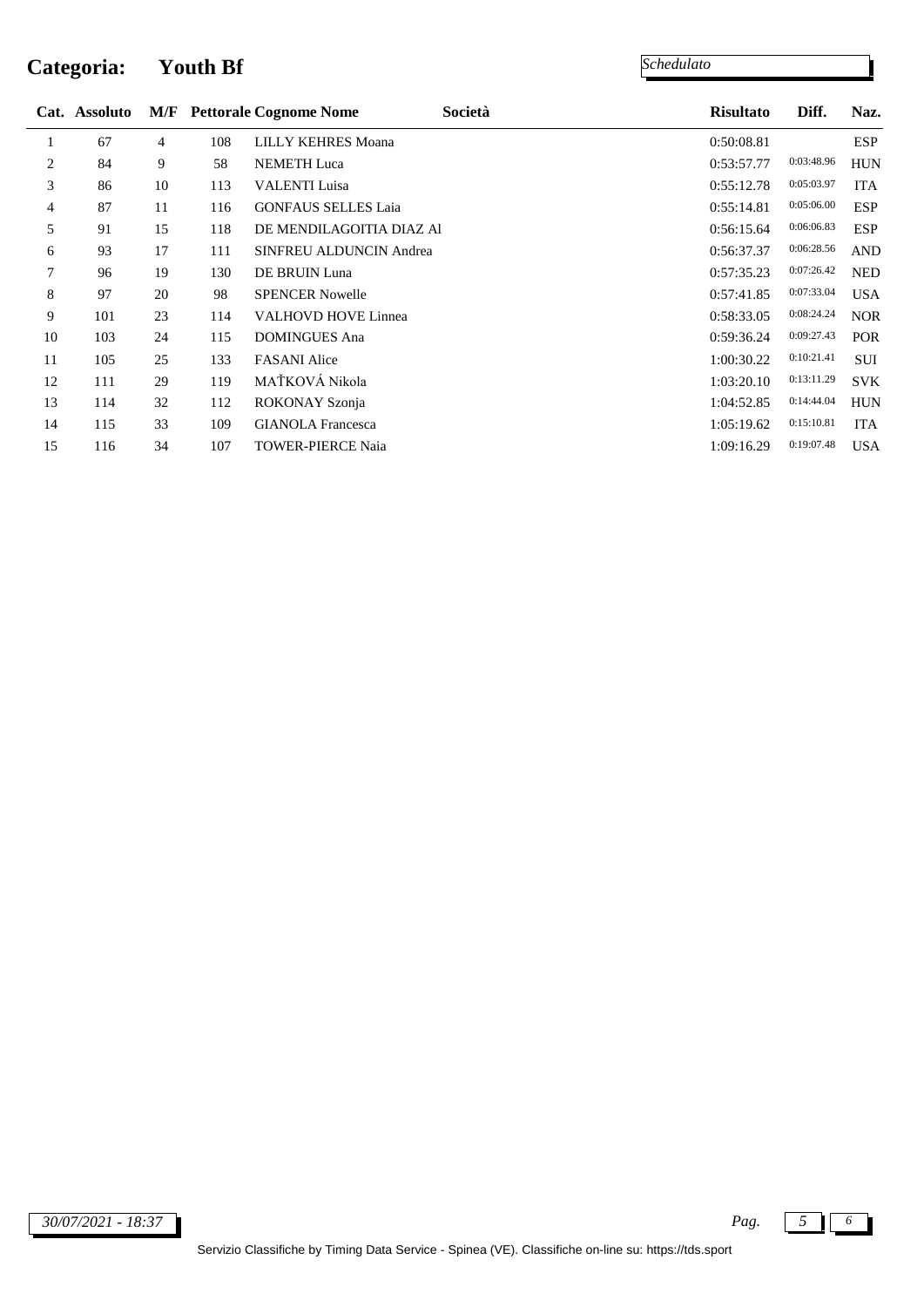# Categoria: Youth Bf

*Schedulato*

| Cat. | Assoluto | M/F | Pettorale | Cognome Nome | Società | Risultato | Diff. | Naz. |
|---|---|---|---|---|---|---|---|---|
| 1 | 67 | 4 | 108 | LILLY KEHRES Moana | | 0:50:08.81 | | ESP |
| 2 | 84 | 9 | 58 | NEMETH Luca | | 0:53:57.77 | 0:03:48.96 | HUN |
| 3 | 86 | 10 | 113 | VALENTI Luisa | | 0:55:12.78 | 0:05:03.97 | ITA |
| 4 | 87 | 11 | 116 | GONFAUS SELLES Laia | | 0:55:14.81 | 0:05:06.00 | ESP |
| 5 | 91 | 15 | 118 | DE MENDILAGOITIA DIAZ Al | | 0:56:15.64 | 0:06:06.83 | ESP |
| 6 | 93 | 17 | 111 | SINFREU ALDUNCIN Andrea | | 0:56:37.37 | 0:06:28.56 | AND |
| 7 | 96 | 19 | 130 | DE BRUIN Luna | | 0:57:35.23 | 0:07:26.42 | NED |
| 8 | 97 | 20 | 98 | SPENCER Nowelle | | 0:57:41.85 | 0:07:33.04 | USA |
| 9 | 101 | 23 | 114 | VALHOVD HOVE Linnea | | 0:58:33.05 | 0:08:24.24 | NOR |
| 10 | 103 | 24 | 115 | DOMINGUES Ana | | 0:59:36.24 | 0:09:27.43 | POR |
| 11 | 105 | 25 | 133 | FASANI Alice | | 1:00:30.22 | 0:10:21.41 | SUI |
| 12 | 111 | 29 | 119 | MAŤKOVÁ Nikola | | 1:03:20.10 | 0:13:11.29 | SVK |
| 13 | 114 | 32 | 112 | ROKONAY Szonja | | 1:04:52.85 | 0:14:44.04 | HUN |
| 14 | 115 | 33 | 109 | GIANOLA Francesca | | 1:05:19.62 | 0:15:10.81 | ITA |
| 15 | 116 | 34 | 107 | TOWER-PIERCE Naia | | 1:09:16.29 | 0:19:07.48 | USA |

*30/07/2021 - 18:37*

Servizio Classifiche by Timing Data Service - Spinea (VE). Classifiche on-line su: https://tds.sport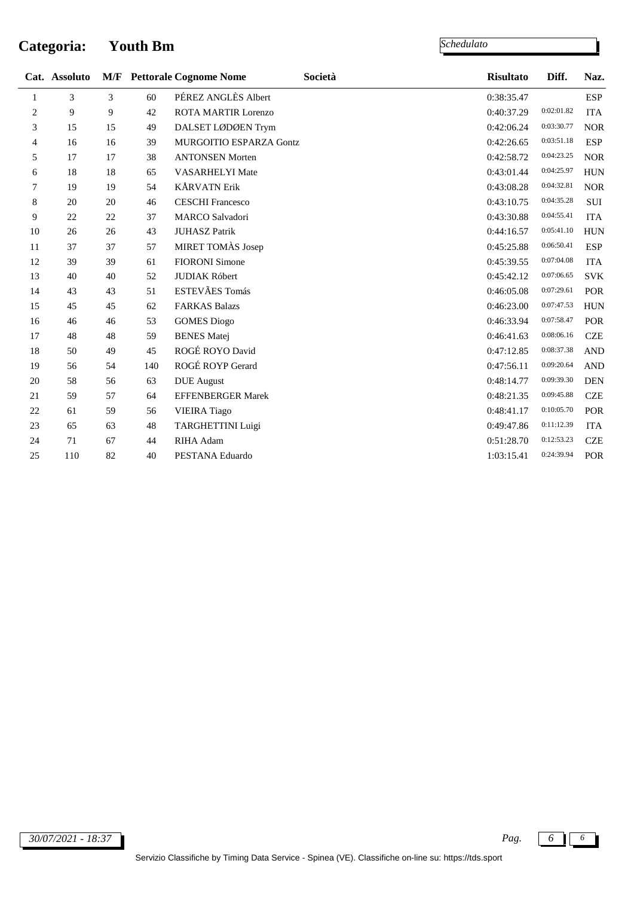# Categoria: Youth Bm

*Schedulato*

| Cat. | Assoluto | M/F | Pettorale | Cognome Nome | Società | Risultato | Diff. | Naz. |
|---|---|---|---|---|---|---|---|---|
| 1 | 3 | 3 | 60 | PÉREZ ANGLÈS Albert | | 0:38:35.47 | | ESP |
| 2 | 9 | 9 | 42 | ROTA MARTIR Lorenzo | | 0:40:37.29 | 0:02:01.82 | ITA |
| 3 | 15 | 15 | 49 | DALSET LØDØEN Trym | | 0:42:06.24 | 0:03:30.77 | NOR |
| 4 | 16 | 16 | 39 | MURGOITIO ESPARZA Gontz | | 0:42:26.65 | 0:03:51.18 | ESP |
| 5 | 17 | 17 | 38 | ANTONSEN Morten | | 0:42:58.72 | 0:04:23.25 | NOR |
| 6 | 18 | 18 | 65 | VASARHELYI Mate | | 0:43:01.44 | 0:04:25.97 | HUN |
| 7 | 19 | 19 | 54 | KÅRVATN Erik | | 0:43:08.28 | 0:04:32.81 | NOR |
| 8 | 20 | 20 | 46 | CESCHI Francesco | | 0:43:10.75 | 0:04:35.28 | SUI |
| 9 | 22 | 22 | 37 | MARCO Salvadori | | 0:43:30.88 | 0:04:55.41 | ITA |
| 10 | 26 | 26 | 43 | JUHASZ Patrik | | 0:44:16.57 | 0:05:41.10 | HUN |
| 11 | 37 | 37 | 57 | MIRET TOMÀS Josep | | 0:45:25.88 | 0:06:50.41 | ESP |
| 12 | 39 | 39 | 61 | FIORONI Simone | | 0:45:39.55 | 0:07:04.08 | ITA |
| 13 | 40 | 40 | 52 | JUDIAK Róbert | | 0:45:42.12 | 0:07:06.65 | SVK |
| 14 | 43 | 43 | 51 | ESTEVÃES Tomás | | 0:46:05.08 | 0:07:29.61 | POR |
| 15 | 45 | 45 | 62 | FARKAS Balazs | | 0:46:23.00 | 0:07:47.53 | HUN |
| 16 | 46 | 46 | 53 | GOMES Diogo | | 0:46:33.94 | 0:07:58.47 | POR |
| 17 | 48 | 48 | 59 | BENES Matej | | 0:46:41.63 | 0:08:06.16 | CZE |
| 18 | 50 | 49 | 45 | ROGÉ ROYO David | | 0:47:12.85 | 0:08:37.38 | AND |
| 19 | 56 | 54 | 140 | ROGÉ ROYP Gerard | | 0:47:56.11 | 0:09:20.64 | AND |
| 20 | 58 | 56 | 63 | DUE August | | 0:48:14.77 | 0:09:39.30 | DEN |
| 21 | 59 | 57 | 64 | EFFENBERGER Marek | | 0:48:21.35 | 0:09:45.88 | CZE |
| 22 | 61 | 59 | 56 | VIEIRA Tiago | | 0:48:41.17 | 0:10:05.70 | POR |
| 23 | 65 | 63 | 48 | TARGHETTINI Luigi | | 0:49:47.86 | 0:11:12.39 | ITA |
| 24 | 71 | 67 | 44 | RIHA Adam | | 0:51:28.70 | 0:12:53.23 | CZE |
| 25 | 110 | 82 | 40 | PESTANA Eduardo | | 1:03:15.41 | 0:24:39.94 | POR |

*30/07/2021 - 18:37*

Servizio Classifiche by Timing Data Service - Spinea (VE). Classifiche on-line su: https://tds.sport